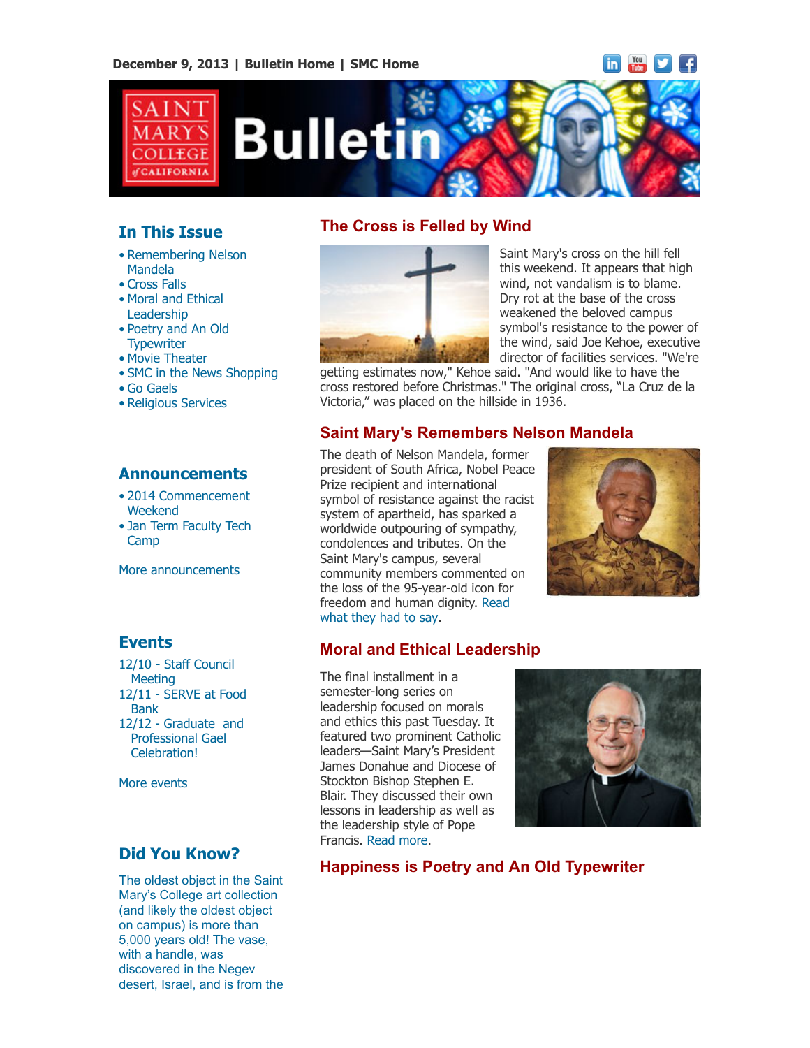December 9, 2013 | Bulletin Home | SMC Home

# Saint Mary's College of California Bulletin

## In This Issue

- Remembering Nelson Mandela
- Cross Falls
- Moral and Ethical Leadership
- Poetry and An Old Typewriter
- Movie Theater
- SMC in the News Shopping
- Go Gaels
- Religious Services

## Announcements

- 2014 Commencement Weekend
- Jan Term Faculty Tech Camp

More announcements

## Events

12/10 - Staff Council Meeting
12/11 - SERVE at Food Bank
12/12 - Graduate and Professional Gael Celebration!

More events

## Did You Know?

The oldest object in the Saint Mary's College art collection (and likely the oldest object on campus) is more than 5,000 years old! The vase, with a handle, was discovered in the Negev desert, Israel, and is from the

## The Cross is Felled by Wind

Saint Mary's cross on the hill fell this weekend. It appears that high wind, not vandalism is to blame. Dry rot at the base of the cross weakened the beloved campus symbol's resistance to the power of the wind, said Joe Kehoe, executive director of facilities services. "We're getting estimates now," Kehoe said. "And would like to have the cross restored before Christmas." The original cross, "La Cruz de la Victoria," was placed on the hillside in 1936.

## Saint Mary's Remembers Nelson Mandela

The death of Nelson Mandela, former president of South Africa, Nobel Peace Prize recipient and international symbol of resistance against the racist system of apartheid, has sparked a worldwide outpouring of sympathy, condolences and tributes. On the Saint Mary's campus, several community members commented on the loss of the 95-year-old icon for freedom and human dignity. Read what they had to say.

## Moral and Ethical Leadership

The final installment in a semester-long series on leadership focused on morals and ethics this past Tuesday. It featured two prominent Catholic leaders—Saint Mary's President James Donahue and Diocese of Stockton Bishop Stephen E. Blair. They discussed their own lessons in leadership as well as the leadership style of Pope Francis. Read more.

## Happiness is Poetry and An Old Typewriter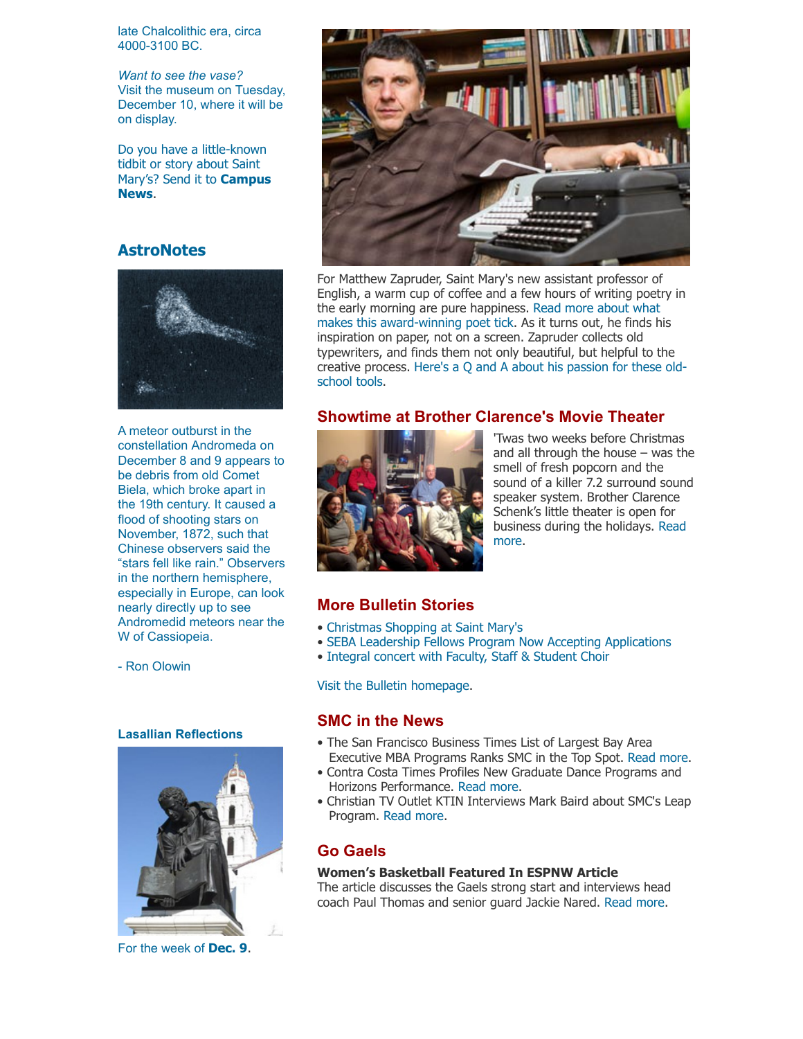late Chalcolithic era, circa 4000-3100 BC.

*Want to see the vase?*
Visit the museum on Tuesday, December 10, where it will be on display.

Do you have a little-known tidbit or story about Saint Mary's? Send it to **Campus News**.

## AstroNotes

A meteor outburst in the constellation Andromeda on December 8 and 9 appears to be debris from old Comet Biela, which broke apart in the 19th century. It caused a flood of shooting stars on November, 1872, such that Chinese observers said the "stars fell like rain." Observers in the northern hemisphere, especially in Europe, can look nearly directly up to see Andromedid meteors near the W of Cassiopeia.

- Ron Olowin

### Lasallian Reflections

For the week of **Dec. 9**.

For Matthew Zapruder, Saint Mary's new assistant professor of English, a warm cup of coffee and a few hours of writing poetry in the early morning are pure happiness. Read more about what makes this award-winning poet tick. As it turns out, he finds his inspiration on paper, not on a screen. Zapruder collects old typewriters, and finds them not only beautiful, but helpful to the creative process. Here's a Q and A about his passion for these old-school tools.

## Showtime at Brother Clarence's Movie Theater

'Twas two weeks before Christmas and all through the house – was the smell of fresh popcorn and the sound of a killer 7.2 surround sound speaker system. Brother Clarence Schenk's little theater is open for business during the holidays. Read more.

## More Bulletin Stories

- Christmas Shopping at Saint Mary's
- SEBA Leadership Fellows Program Now Accepting Applications
- Integral concert with Faculty, Staff & Student Choir

Visit the Bulletin homepage.

## SMC in the News

- The San Francisco Business Times List of Largest Bay Area Executive MBA Programs Ranks SMC in the Top Spot. Read more.
- Contra Costa Times Profiles New Graduate Dance Programs and Horizons Performance. Read more.
- Christian TV Outlet KTIN Interviews Mark Baird about SMC's Leap Program. Read more.

## Go Gaels

**Women's Basketball Featured In ESPNW Article**
The article discusses the Gaels strong start and interviews head coach Paul Thomas and senior guard Jackie Nared. Read more.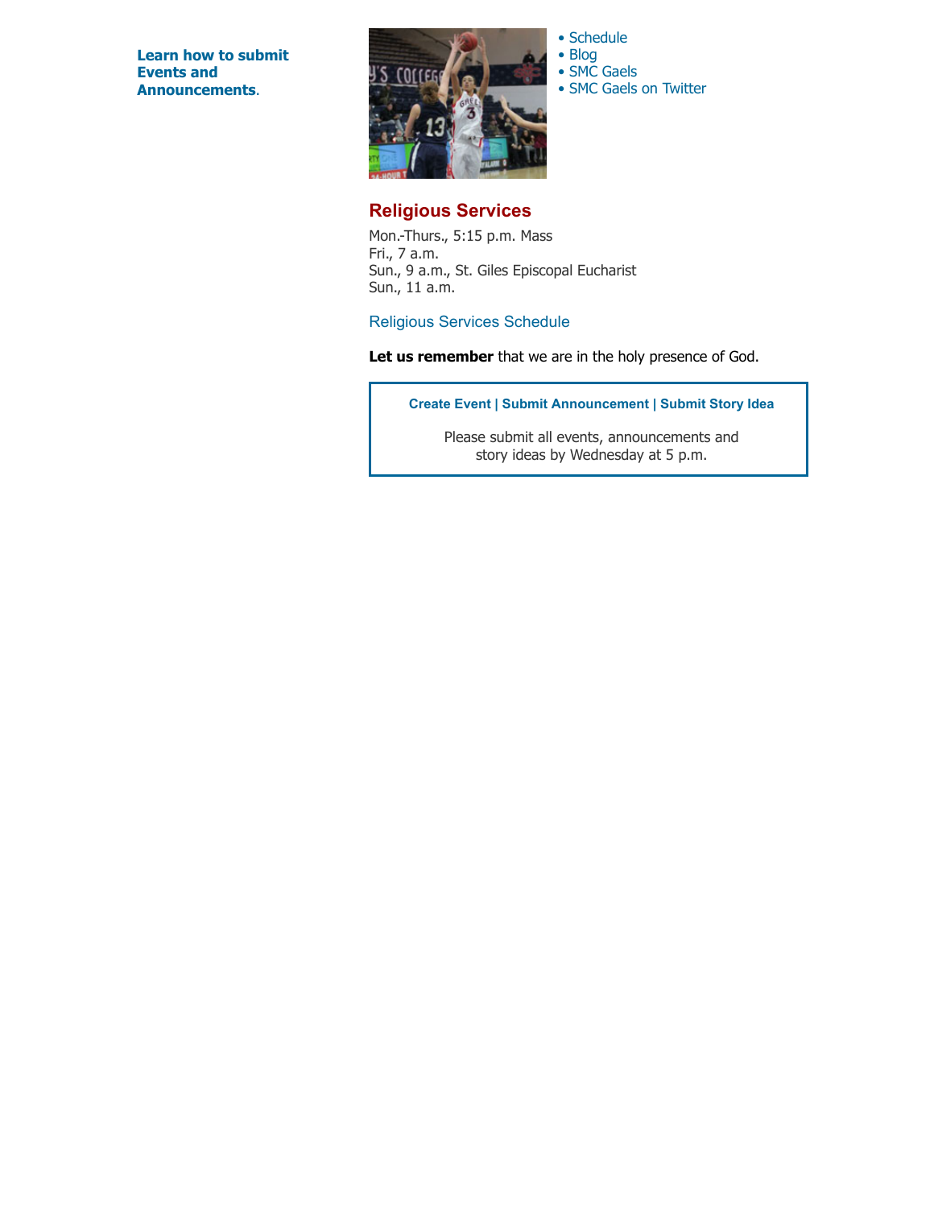**Learn how to submit Events and Announcements**.

- Schedule
- Blog
- SMC Gaels
- SMC Gaels on Twitter

## Religious Services

Mon.-Thurs., 5:15 p.m. Mass
Fri., 7 a.m.
Sun., 9 a.m., St. Giles Episcopal Eucharist
Sun., 11 a.m.

Religious Services Schedule

**Let us remember** that we are in the holy presence of God.

**Create Event | Submit Announcement | Submit Story Idea**

Please submit all events, announcements and story ideas by Wednesday at 5 p.m.